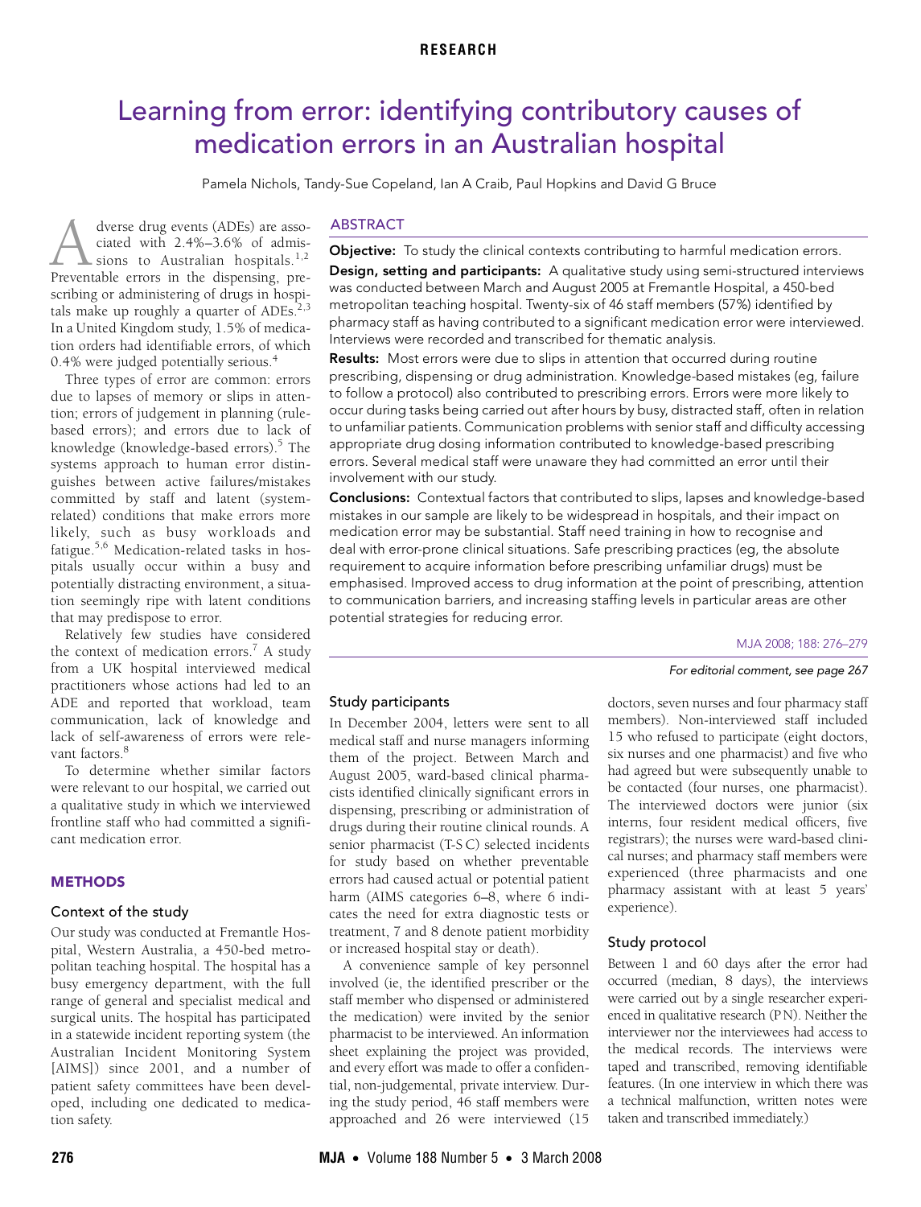# Learning from error: identifying contributory causes of medication errors in an Australian hospital

Pamela Nichols, Tandy-Sue Copeland, Ian A Craib, Paul Hopkins and David G Bruce

## ABSTRACT

**Objective:** To study the clinical contexts contributing to harmful medication errors.

**Design, setting and participants:** A qualitative study using semi-structured interviews was conducted between March and August 2005 at Fremantle Hospital, a 450-bed metropolitan teaching hospital. Twenty-six of 46 staff members (57%) identified by pharmacy staff as having contributed to a significant medication error were interviewed. Interviews were recorded and transcribed for thematic analysis.

**Results:** Most errors were due to slips in attention that occurred during routine prescribing, dispensing or drug administration. Knowledge-based mistakes (eg, failure to follow a protocol) also contributed to prescribing errors. Errors were more likely to occur during tasks being carried out after hours by busy, distracted staff, often in relation to unfamiliar patients. Communication problems with senior staff and difficulty accessing appropriate drug dosing information contributed to knowledge-based prescribing errors. Several medical staff were unaware they had committed an error until their involvement with our study.

**Conclusions:** Contextual factors that contributed to slips, lapses and knowledge-based mistakes in our sample are likely to be widespread in hospitals, and their impact on medication error may be substantial. Staff need training in how to recognise and deal with error-prone clinical situations. Safe prescribing practices (eg, the absolute requirement to acquire information before prescribing unfamiliar drugs) must be emphasised. Improved access to drug information at the point of prescribing, attention to communication barriers, and increasing staffing levels in particular areas are other potential strategies for reducing error.

MJA 2008; 188: 276–279

*For editorial comment, see page 267*

Adverse drug events (ADEs) are associated with 2.4%–3.6% of admissions to Australian hospitals.[1,2] Preventable errors in the dispensing, prescribing or administering of drugs in hospitals make up roughly a quarter of ADEs.[2,3] In a United Kingdom study, 1.5% of medication orders had identifiable errors, of which 0.4% were judged potentially serious.[4]

Three types of error are common: errors due to lapses of memory or slips in attention; errors of judgement in planning (rule-based errors); and errors due to lack of knowledge (knowledge-based errors).[5] The systems approach to human error distinguishes between active failures/mistakes committed by staff and latent (system-related) conditions that make errors more likely, such as busy workloads and fatigue.[5,6] Medication-related tasks in hospitals usually occur within a busy and potentially distracting environment, a situation seemingly ripe with latent conditions that may predispose to error.

Relatively few studies have considered the context of medication errors.[7] A study from a UK hospital interviewed medical practitioners whose actions had led to an ADE and reported that workload, team communication, lack of knowledge and lack of self-awareness of errors were relevant factors.[8]

To determine whether similar factors were relevant to our hospital, we carried out a qualitative study in which we interviewed frontline staff who had committed a significant medication error.

## METHODS

### Context of the study

Our study was conducted at Fremantle Hospital, Western Australia, a 450-bed metropolitan teaching hospital. The hospital has a busy emergency department, with the full range of general and specialist medical and surgical units. The hospital has participated in a statewide incident reporting system (the Australian Incident Monitoring System [AIMS]) since 2001, and a number of patient safety committees have been developed, including one dedicated to medication safety.

### Study participants

In December 2004, letters were sent to all medical staff and nurse managers informing them of the project. Between March and August 2005, ward-based clinical pharmacists identified clinically significant errors in dispensing, prescribing or administration of drugs during their routine clinical rounds. A senior pharmacist (T-S C) selected incidents for study based on whether preventable errors had caused actual or potential patient harm (AIMS categories 6–8, where 6 indicates the need for extra diagnostic tests or treatment, 7 and 8 denote patient morbidity or increased hospital stay or death).

A convenience sample of key personnel involved (ie, the identified prescriber or the staff member who dispensed or administered the medication) were invited by the senior pharmacist to be interviewed. An information sheet explaining the project was provided, and every effort was made to offer a confidential, non-judgemental, private interview. During the study period, 46 staff members were approached and 26 were interviewed (15 doctors, seven nurses and four pharmacy staff members). Non-interviewed staff included 15 who refused to participate (eight doctors, six nurses and one pharmacist) and five who had agreed but were subsequently unable to be contacted (four nurses, one pharmacist). The interviewed doctors were junior (six interns, four resident medical officers, five registrars); the nurses were ward-based clinical nurses; and pharmacy staff members were experienced (three pharmacists and one pharmacy assistant with at least 5 years' experience).

### Study protocol

Between 1 and 60 days after the error had occurred (median, 8 days), the interviews were carried out by a single researcher experienced in qualitative research (PN). Neither the interviewer nor the interviewees had access to the medical records. The interviews were taped and transcribed, removing identifiable features. (In one interview in which there was a technical malfunction, written notes were taken and transcribed immediately.)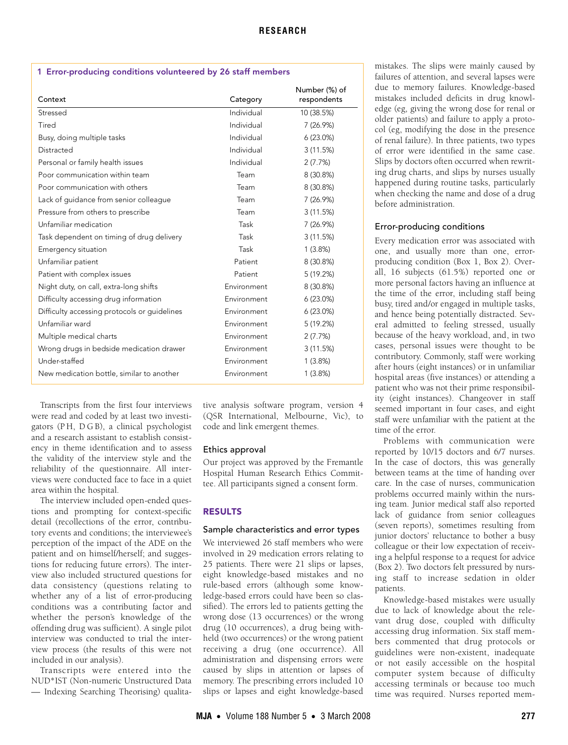**1 Error-producing conditions volunteered by 26 staff members**

| Context | Category | Number (%) of respondents |
|---|---|---|
| Stressed | Individual | 10 (38.5%) |
| Tired | Individual | 7 (26.9%) |
| Busy, doing multiple tasks | Individual | 6 (23.0%) |
| Distracted | Individual | 3 (11.5%) |
| Personal or family health issues | Individual | 2 (7.7%) |
| Poor communication within team | Team | 8 (30.8%) |
| Poor communication with others | Team | 8 (30.8%) |
| Lack of guidance from senior colleague | Team | 7 (26.9%) |
| Pressure from others to prescribe | Team | 3 (11.5%) |
| Unfamiliar medication | Task | 7 (26.9%) |
| Task dependent on timing of drug delivery | Task | 3 (11.5%) |
| Emergency situation | Task | 1 (3.8%) |
| Unfamiliar patient | Patient | 8 (30.8%) |
| Patient with complex issues | Patient | 5 (19.2%) |
| Night duty, on call, extra-long shifts | Environment | 8 (30.8%) |
| Difficulty accessing drug information | Environment | 6 (23.0%) |
| Difficulty accessing protocols or guidelines | Environment | 6 (23.0%) |
| Unfamiliar ward | Environment | 5 (19.2%) |
| Multiple medical charts | Environment | 2 (7.7%) |
| Wrong drugs in bedside medication drawer | Environment | 3 (11.5%) |
| Under-staffed | Environment | 1 (3.8%) |
| New medication bottle, similar to another | Environment | 1 (3.8%) |

Transcripts from the first four interviews were read and coded by at least two investigators (P H, D G B), a clinical psychologist and a research assistant to establish consistency in theme identification and to assess the validity of the interview style and the reliability of the questionnaire. All interviews were conducted face to face in a quiet area within the hospital.

The interview included open-ended questions and prompting for context-specific detail (recollections of the error, contributory events and conditions; the interviewee's perception of the impact of the ADE on the patient and on himself/herself; and suggestions for reducing future errors). The interview also included structured questions for data consistency (questions relating to whether any of a list of error-producing conditions was a contributing factor and whether the person's knowledge of the offending drug was sufficient). A single pilot interview was conducted to trial the interview process (the results of this were not included in our analysis).

Transcripts were entered into the NUD*IST (Non-numeric Unstructured Data — Indexing Searching Theorising) qualitative analysis software program, version 4 (QSR International, Melbourne, Vic), to code and link emergent themes.

### Ethics approval

Our project was approved by the Fremantle Hospital Human Research Ethics Committee. All participants signed a consent form.

## RESULTS

### Sample characteristics and error types

We interviewed 26 staff members who were involved in 29 medication errors relating to 25 patients. There were 21 slips or lapses, eight knowledge-based mistakes and no rule-based errors (although some knowledge-based errors could have been so classified). The errors led to patients getting the wrong dose (13 occurrences), the wrong drug (10 occurrences), a drug being withheld (two occurrences) or the wrong patient receiving a drug (one occurrence). All administration and dispensing errors were caused by slips in attention or lapses of memory. The prescribing errors included 10 slips or lapses and eight knowledge-based mistakes. The slips were mainly caused by failures of attention, and several lapses were due to memory failures. Knowledge-based mistakes included deficits in drug knowledge (eg, giving the wrong dose for renal or older patients) and failure to apply a protocol (eg, modifying the dose in the presence of renal failure). In three patients, two types of error were identified in the same case. Slips by doctors often occurred when rewriting drug charts, and slips by nurses usually happened during routine tasks, particularly when checking the name and dose of a drug before administration.

### Error-producing conditions

Every medication error was associated with one, and usually more than one, error-producing condition (Box 1, Box 2). Overall, 16 subjects (61.5%) reported one or more personal factors having an influence at the time of the error, including staff being busy, tired and/or engaged in multiple tasks, and hence being potentially distracted. Several admitted to feeling stressed, usually because of the heavy workload, and, in two cases, personal issues were thought to be contributory. Commonly, staff were working after hours (eight instances) or in unfamiliar hospital areas (five instances) or attending a patient who was not their prime responsibility (eight instances). Changeover in staff seemed important in four cases, and eight staff were unfamiliar with the patient at the time of the error.

Problems with communication were reported by 10/15 doctors and 6/7 nurses. In the case of doctors, this was generally between teams at the time of handing over care. In the case of nurses, communication problems occurred mainly within the nursing team. Junior medical staff also reported lack of guidance from senior colleagues (seven reports), sometimes resulting from junior doctors' reluctance to bother a busy colleague or their low expectation of receiving a helpful response to a request for advice (Box 2). Two doctors felt pressured by nursing staff to increase sedation in older patients.

Knowledge-based mistakes were usually due to lack of knowledge about the relevant drug dose, coupled with difficulty accessing drug information. Six staff members commented that drug protocols or guidelines were non-existent, inadequate or not easily accessible on the hospital computer system because of difficulty accessing terminals or because too much time was required. Nurses reported mem-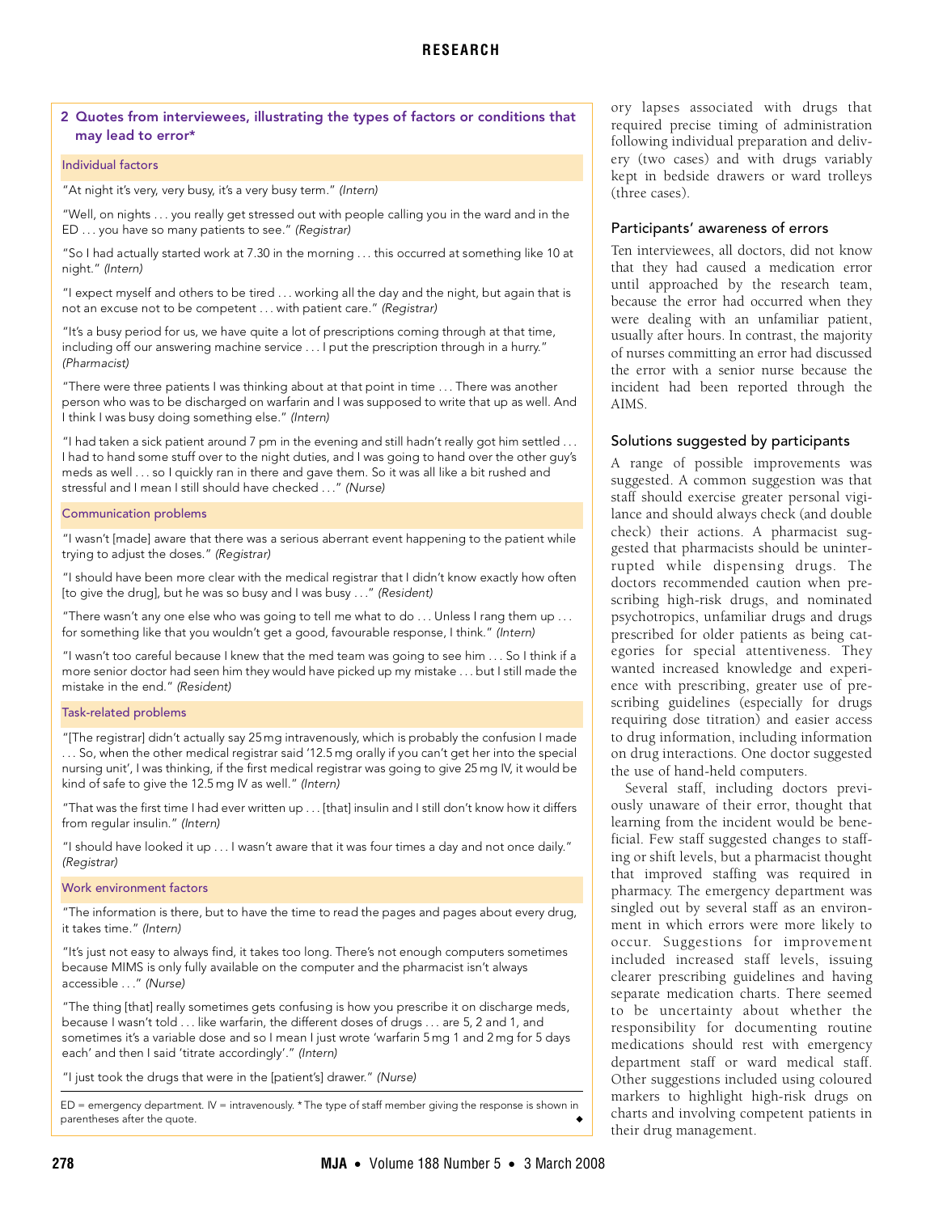**2 Quotes from interviewees, illustrating the types of factors or conditions that may lead to error***

**Individual factors**

"At night it's very, very busy, it's a very busy term." *(Intern)*

"Well, on nights . . . you really get stressed out with people calling you in the ward and in the ED . . . you have so many patients to see." *(Registrar)*

"So I had actually started work at 7.30 in the morning . . . this occurred at something like 10 at night." *(Intern)*

"I expect myself and others to be tired . . . working all the day and the night, but again that is not an excuse not to be competent . . . with patient care." *(Registrar)*

"It's a busy period for us, we have quite a lot of prescriptions coming through at that time, including off our answering machine service . . . I put the prescription through in a hurry." *(Pharmacist)*

"There were three patients I was thinking about at that point in time . . . There was another person who was to be discharged on warfarin and I was supposed to write that up as well. And I think I was busy doing something else." *(Intern)*

"I had taken a sick patient around 7 pm in the evening and still hadn't really got him settled . . . I had to hand some stuff over to the night duties, and I was going to hand over the other guy's meds as well . . . so I quickly ran in there and gave them. So it was all like a bit rushed and stressful and I mean I still should have checked . . ." *(Nurse)*

**Communication problems**

"I wasn't [made] aware that there was a serious aberrant event happening to the patient while trying to adjust the doses." *(Registrar)*

"I should have been more clear with the medical registrar that I didn't know exactly how often [to give the drug], but he was so busy and I was busy . . ." *(Resident)*

"There wasn't any one else who was going to tell me what to do . . . Unless I rang them up . . . for something like that you wouldn't get a good, favourable response, I think." *(Intern)*

"I wasn't too careful because I knew that the med team was going to see him . . . So I think if a more senior doctor had seen him they would have picked up my mistake . . . but I still made the mistake in the end." *(Resident)*

**Task-related problems**

"[The registrar] didn't actually say 25 mg intravenously, which is probably the confusion I made . . . So, when the other medical registrar said '12.5 mg orally if you can't get her into the special nursing unit', I was thinking, if the first medical registrar was going to give 25 mg IV, it would be kind of safe to give the 12.5 mg IV as well." *(Intern)*

"That was the first time I had ever written up . . . [that] insulin and I still don't know how it differs from regular insulin." *(Intern)*

"I should have looked it up . . . I wasn't aware that it was four times a day and not once daily." *(Registrar)*

**Work environment factors**

"The information is there, but to have the time to read the pages and pages about every drug, it takes time." *(Intern)*

"It's just not easy to always find, it takes too long. There's not enough computers sometimes because MIMS is only fully available on the computer and the pharmacist isn't always accessible . . ." *(Nurse)*

"The thing [that] really sometimes gets confusing is how you prescribe it on discharge meds, because I wasn't told . . . like warfarin, the different doses of drugs . . . are 5, 2 and 1, and sometimes it's a variable dose and so I mean I just wrote 'warfarin 5 mg 1 and 2 mg for 5 days each' and then I said 'titrate accordingly'." *(Intern)*

"I just took the drugs that were in the [patient's] drawer." *(Nurse)*

ED = emergency department. IV = intravenously. * The type of staff member giving the response is shown in parentheses after the quote.

ory lapses associated with drugs that required precise timing of administration following individual preparation and delivery (two cases) and with drugs variably kept in bedside drawers or ward trolleys (three cases).

## Participants' awareness of errors

Ten interviewees, all doctors, did not know that they had caused a medication error until approached by the research team, because the error had occurred when they were dealing with an unfamiliar patient, usually after hours. In contrast, the majority of nurses committing an error had discussed the error with a senior nurse because the incident had been reported through the AIMS.

## Solutions suggested by participants

A range of possible improvements was suggested. A common suggestion was that staff should exercise greater personal vigilance and should always check (and double check) their actions. A pharmacist suggested that pharmacists should be uninterrupted while dispensing drugs. The doctors recommended caution when prescribing high-risk drugs, and nominated psychotropics, unfamiliar drugs and drugs prescribed for older patients as being categories for special attentiveness. They wanted increased knowledge and experience with prescribing, greater use of prescribing guidelines (especially for drugs requiring dose titration) and easier access to drug information, including information on drug interactions. One doctor suggested the use of hand-held computers.

Several staff, including doctors previously unaware of their error, thought that learning from the incident would be beneficial. Few staff suggested changes to staffing or shift levels, but a pharmacist thought that improved staffing was required in pharmacy. The emergency department was singled out by several staff as an environment in which errors were more likely to occur. Suggestions for improvement included increased staff levels, issuing clearer prescribing guidelines and having separate medication charts. There seemed to be uncertainty about whether the responsibility for documenting routine medications should rest with emergency department staff or ward medical staff. Other suggestions included using coloured markers to highlight high-risk drugs on charts and involving competent patients in their drug management.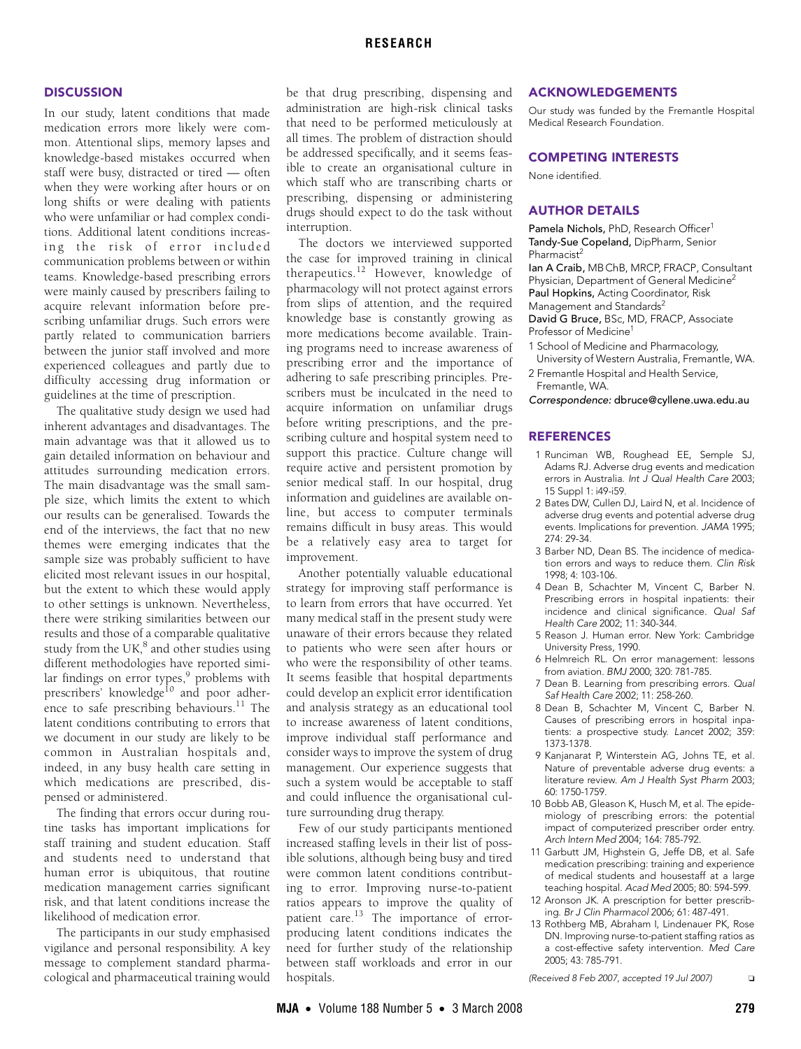## DISCUSSION

In our study, latent conditions that made medication errors more likely were common. Attentional slips, memory lapses and knowledge-based mistakes occurred when staff were busy, distracted or tired — often when they were working after hours or on long shifts or were dealing with patients who were unfamiliar or had complex conditions. Additional latent conditions increasing the risk of error included communication problems between or within teams. Knowledge-based prescribing errors were mainly caused by prescribers failing to acquire relevant information before prescribing unfamiliar drugs. Such errors were partly related to communication barriers between the junior staff involved and more experienced colleagues and partly due to difficulty accessing drug information or guidelines at the time of prescription.

The qualitative study design we used had inherent advantages and disadvantages. The main advantage was that it allowed us to gain detailed information on behaviour and attitudes surrounding medication errors. The main disadvantage was the small sample size, which limits the extent to which our results can be generalised. Towards the end of the interviews, the fact that no new themes were emerging indicates that the sample size was probably sufficient to have elicited most relevant issues in our hospital, but the extent to which these would apply to other settings is unknown. Nevertheless, there were striking similarities between our results and those of a comparable qualitative study from the UK,[8] and other studies using different methodologies have reported similar findings on error types,[9] problems with prescribers' knowledge[10] and poor adherence to safe prescribing behaviours.[11] The latent conditions contributing to errors that we document in our study are likely to be common in Australian hospitals and, indeed, in any busy health care setting in which medications are prescribed, dispensed or administered.

The finding that errors occur during routine tasks has important implications for staff training and student education. Staff and students need to understand that human error is ubiquitous, that routine medication management carries significant risk, and that latent conditions increase the likelihood of medication error.

The participants in our study emphasised vigilance and personal responsibility. A key message to complement standard pharmacological and pharmaceutical training would be that drug prescribing, dispensing and administration are high-risk clinical tasks that need to be performed meticulously at all times. The problem of distraction should be addressed specifically, and it seems feasible to create an organisational culture in which staff who are transcribing charts or prescribing, dispensing or administering drugs should expect to do the task without interruption.

The doctors we interviewed supported the case for improved training in clinical therapeutics.[12] However, knowledge of pharmacology will not protect against errors from slips of attention, and the required knowledge base is constantly growing as more medications become available. Training programs need to increase awareness of prescribing error and the importance of adhering to safe prescribing principles. Prescribers must be inculcated in the need to acquire information on unfamiliar drugs before writing prescriptions, and the prescribing culture and hospital system need to support this practice. Culture change will require active and persistent promotion by senior medical staff. In our hospital, drug information and guidelines are available online, but access to computer terminals remains difficult in busy areas. This would be a relatively easy area to target for improvement.

Another potentially valuable educational strategy for improving staff performance is to learn from errors that have occurred. Yet many medical staff in the present study were unaware of their errors because they related to patients who were seen after hours or who were the responsibility of other teams. It seems feasible that hospital departments could develop an explicit error identification and analysis strategy as an educational tool to increase awareness of latent conditions, improve individual staff performance and consider ways to improve the system of drug management. Our experience suggests that such a system would be acceptable to staff and could influence the organisational culture surrounding drug therapy.

Few of our study participants mentioned increased staffing levels in their list of possible solutions, although being busy and tired were common latent conditions contributing to error. Improving nurse-to-patient ratios appears to improve the quality of patient care.[13] The importance of error-producing latent conditions indicates the need for further study of the relationship between staff workloads and error in our hospitals.

## ACKNOWLEDGEMENTS

Our study was funded by the Fremantle Hospital Medical Research Foundation.

## COMPETING INTERESTS

None identified.

## AUTHOR DETAILS

**Pamela Nichols,** PhD, Research Officer[1]
**Tandy-Sue Copeland,** DipPharm, Senior Pharmacist[2]
**Ian A Craib,** MB ChB, MRCP, FRACP, Consultant Physician, Department of General Medicine[2]
**Paul Hopkins,** Acting Coordinator, Risk Management and Standards[2]
**David G Bruce,** BSc, MD, FRACP, Associate Professor of Medicine[1]

1 School of Medicine and Pharmacology, University of Western Australia, Fremantle, WA.
2 Fremantle Hospital and Health Service, Fremantle, WA.

*Correspondence:* dbruce@cyllene.uwa.edu.au

## REFERENCES

1. Runciman WB, Roughead EE, Semple SJ, Adams RJ. Adverse drug events and medication errors in Australia. *Int J Qual Health Care* 2003; 15 Suppl 1: i49-i59.
2. Bates DW, Cullen DJ, Laird N, et al. Incidence of adverse drug events and potential adverse drug events. Implications for prevention. *JAMA* 1995; 274: 29-34.
3. Barber ND, Dean BS. The incidence of medication errors and ways to reduce them. *Clin Risk* 1998; 4: 103-106.
4. Dean B, Schachter M, Vincent C, Barber N. Prescribing errors in hospital inpatients: their incidence and clinical significance. *Qual Saf Health Care* 2002; 11: 340-344.
5. Reason J. Human error. New York: Cambridge University Press, 1990.
6. Helmreich RL. On error management: lessons from aviation. *BMJ* 2000; 320: 781-785.
7. Dean B. Learning from prescribing errors. *Qual Saf Health Care* 2002; 11: 258-260.
8. Dean B, Schachter M, Vincent C, Barber N. Causes of prescribing errors in hospital inpatients: a prospective study. *Lancet* 2002; 359: 1373-1378.
9. Kanjanarat P, Winterstein AG, Johns TE, et al. Nature of preventable adverse drug events: a literature review. *Am J Health Syst Pharm* 2003; 60: 1750-1759.
10. Bobb AB, Gleason K, Husch M, et al. The epidemiology of prescribing errors: the potential impact of computerized prescriber order entry. *Arch Intern Med* 2004; 164: 785-792.
11. Garbutt JM, Highstein G, Jeffe DB, et al. Safe medication prescribing: training and experience of medical students and housestaff at a large teaching hospital. *Acad Med* 2005; 80: 594-599.
12. Aronson JK. A prescription for better prescribing. *Br J Clin Pharmacol* 2006; 61: 487-491.
13. Rothberg MB, Abraham I, Lindenauer PK, Rose DN. Improving nurse-to-patient staffing ratios as a cost-effective safety intervention. *Med Care* 2005; 43: 785-791.

*(Received 8 Feb 2007, accepted 19 Jul 2007)*